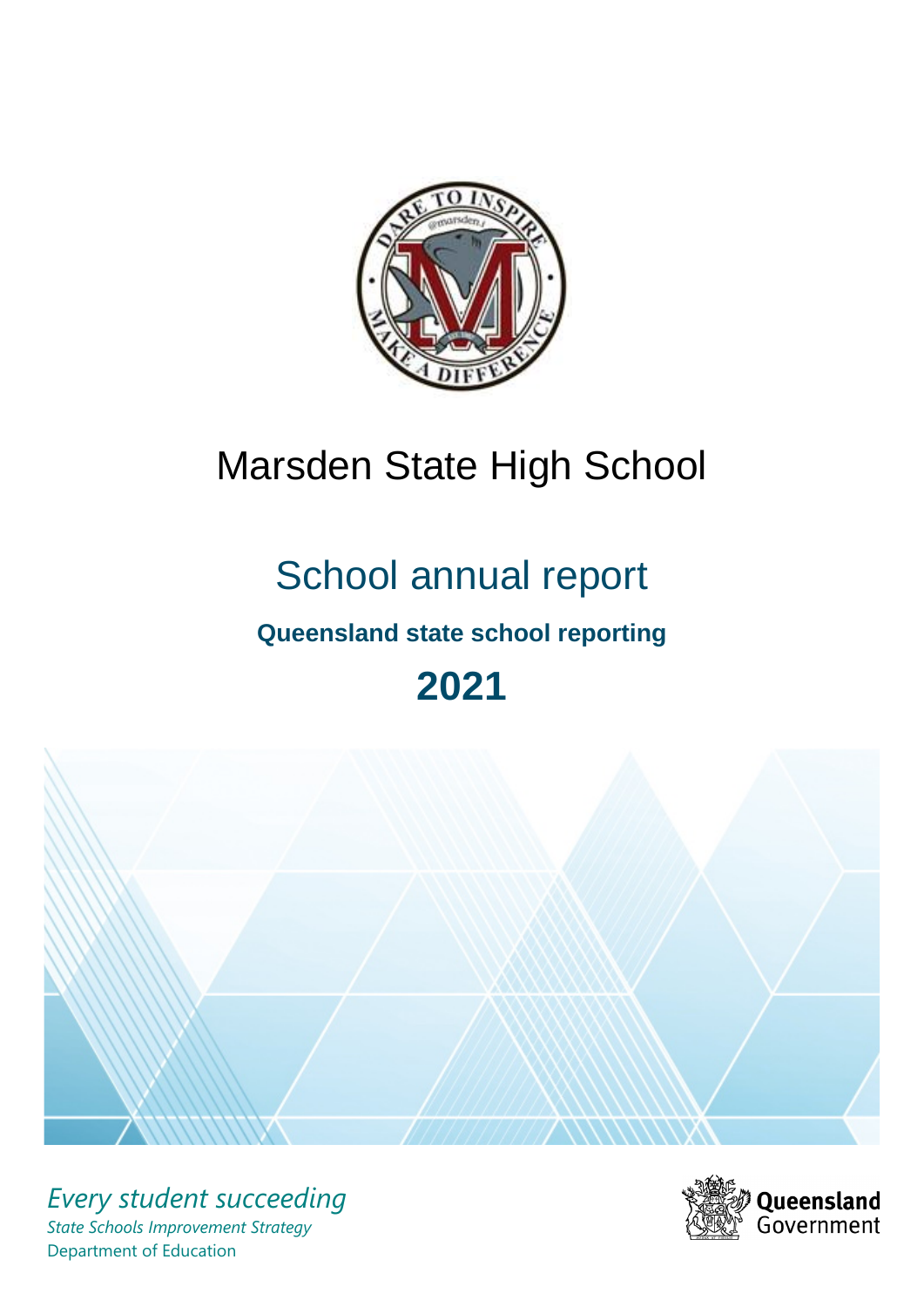# Marsden State High School

## School annual report

**Queensland state school reporting**

# 2021

*Every student succeeding*

*State Schools Improvement Strategy*

Department of Education

Queensland Government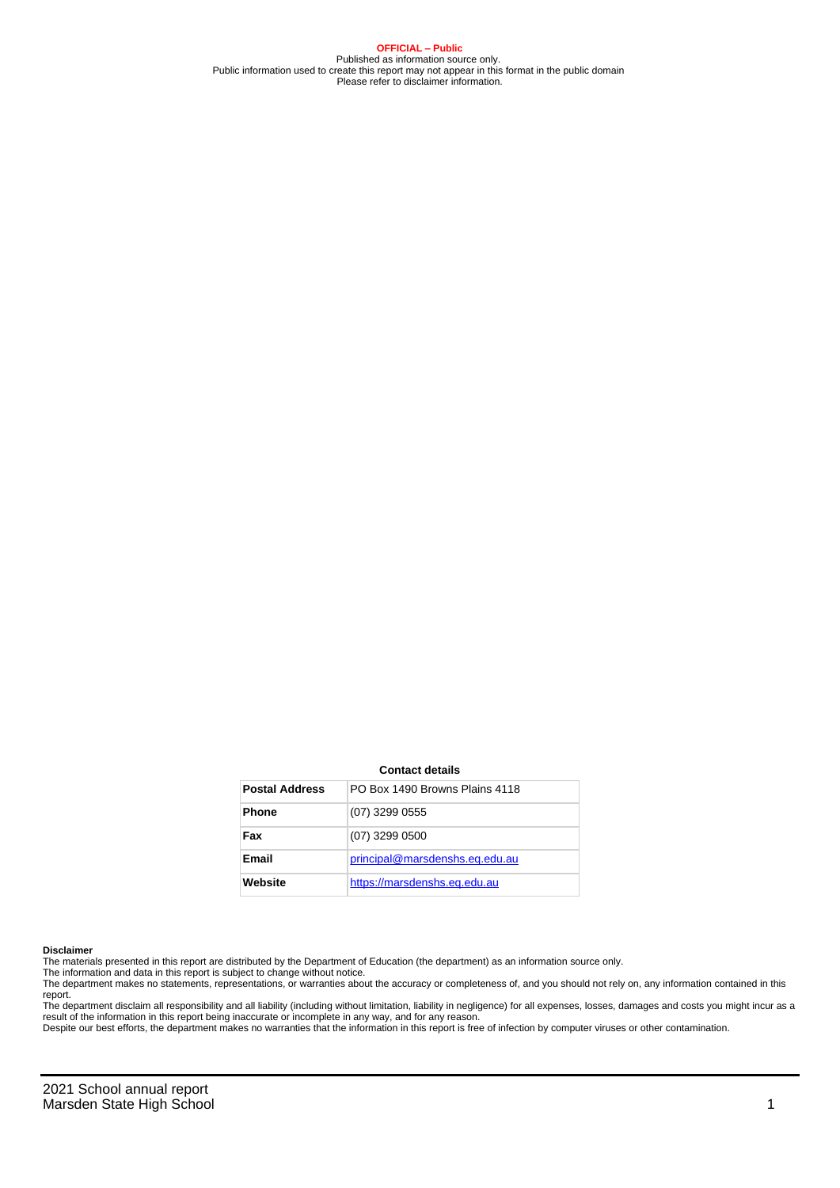**OFFICIAL – Public**
Published as information source only.
Public information used to create this report may not appear in this format in the public domain
Please refer to disclaimer information.

**Contact details**

| **Postal Address** | PO Box 1490 Browns Plains 4118 |
| --- | --- |
| **Phone** | (07) 3299 0555 |
| **Fax** | (07) 3299 0500 |
| **Email** | principal@marsdenshs.eq.edu.au |
| **Website** | https://marsdenshs.eq.edu.au |

**Disclaimer**

The materials presented in this report are distributed by the Department of Education (the department) as an information source only.

The information and data in this report is subject to change without notice.

The department makes no statements, representations, or warranties about the accuracy or completeness of, and you should not rely on, any information contained in this report.

The department disclaim all responsibility and all liability (including without limitation, liability in negligence) for all expenses, losses, damages and costs you might incur as a result of the information in this report being inaccurate or incomplete in any way, and for any reason.

Despite our best efforts, the department makes no warranties that the information in this report is free of infection by computer viruses or other contamination.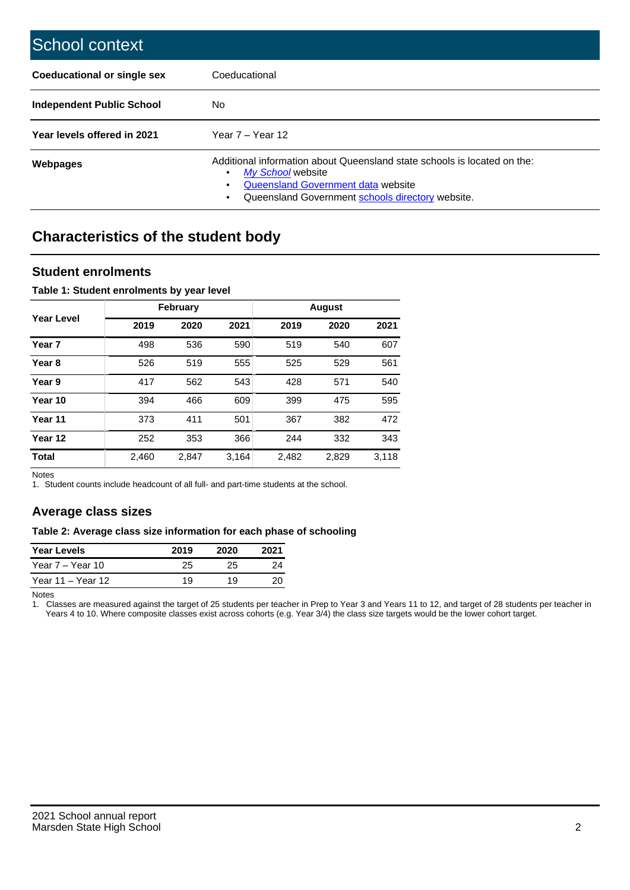# School context

| | |
|---|---|
| **Coeducational or single sex** | Coeducational |
| **Independent Public School** | No |
| **Year levels offered in 2021** | Year 7 – Year 12 |
| **Webpages** | Additional information about Queensland state schools is located on the: <br>• *My School* website <br>• Queensland Government data website <br>• Queensland Government schools directory website. |

## Characteristics of the student body

### Student enrolments

**Table 1: Student enrolments by year level**

| Year Level | February | | | August | | |
|---|---|---|---|---|---|---|
| | 2019 | 2020 | 2021 | 2019 | 2020 | 2021 |
| **Year 7** | 498 | 536 | 590 | 519 | 540 | 607 |
| **Year 8** | 526 | 519 | 555 | 525 | 529 | 561 |
| **Year 9** | 417 | 562 | 543 | 428 | 571 | 540 |
| **Year 10** | 394 | 466 | 609 | 399 | 475 | 595 |
| **Year 11** | 373 | 411 | 501 | 367 | 382 | 472 |
| **Year 12** | 252 | 353 | 366 | 244 | 332 | 343 |
| **Total** | 2,460 | 2,847 | 3,164 | 2,482 | 2,829 | 3,118 |

Notes

1. Student counts include headcount of all full- and part-time students at the school.

### Average class sizes

**Table 2: Average class size information for each phase of schooling**

| Year Levels | 2019 | 2020 | 2021 |
|---|---|---|---|
| Year 7 – Year 10 | 25 | 25 | 24 |
| Year 11 – Year 12 | 19 | 19 | 20 |

Notes

1. Classes are measured against the target of 25 students per teacher in Prep to Year 3 and Years 11 to 12, and target of 28 students per teacher in Years 4 to 10. Where composite classes exist across cohorts (e.g. Year 3/4) the class size targets would be the lower cohort target.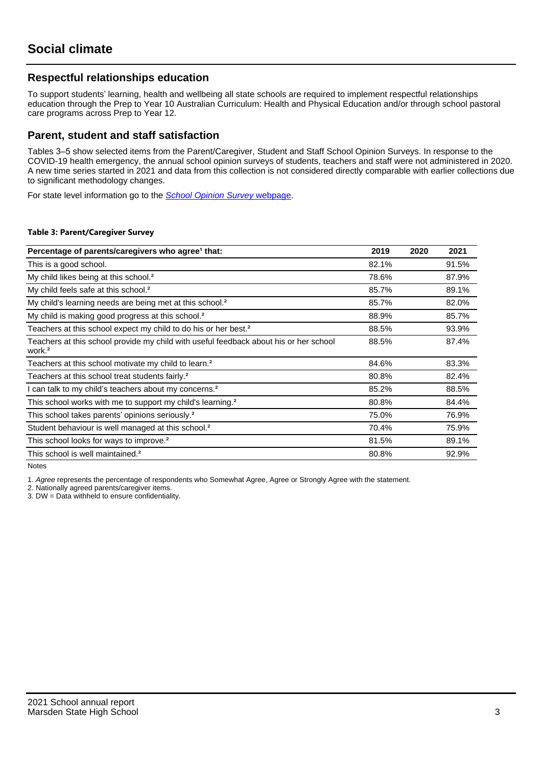# Social climate

## Respectful relationships education

To support students' learning, health and wellbeing all state schools are required to implement respectful relationships education through the Prep to Year 10 Australian Curriculum: Health and Physical Education and/or through school pastoral care programs across Prep to Year 12.

## Parent, student and staff satisfaction

Tables 3–5 show selected items from the Parent/Caregiver, Student and Staff School Opinion Surveys. In response to the COVID-19 health emergency, the annual school opinion surveys of students, teachers and staff were not administered in 2020. A new time series started in 2021 and data from this collection is not considered directly comparable with earlier collections due to significant methodology changes.

For state level information go to the *School Opinion Survey* webpage.

**Table 3: Parent/Caregiver Survey**

| Percentage of parents/caregivers who agree[1] that: | 2019 | 2020 | 2021 |
|---|---|---|---|
| This is a good school. | 82.1% | | 91.5% |
| My child likes being at this school.[2] | 78.6% | | 87.9% |
| My child feels safe at this school.[2] | 85.7% | | 89.1% |
| My child's learning needs are being met at this school.[2] | 85.7% | | 82.0% |
| My child is making good progress at this school.[2] | 88.9% | | 85.7% |
| Teachers at this school expect my child to do his or her best.[2] | 88.5% | | 93.9% |
| Teachers at this school provide my child with useful feedback about his or her school work.[2] | 88.5% | | 87.4% |
| Teachers at this school motivate my child to learn.[2] | 84.6% | | 83.3% |
| Teachers at this school treat students fairly.[2] | 80.8% | | 82.4% |
| I can talk to my child's teachers about my concerns.[2] | 85.2% | | 88.5% |
| This school works with me to support my child's learning.[2] | 80.8% | | 84.4% |
| This school takes parents' opinions seriously.[2] | 75.0% | | 76.9% |
| Student behaviour is well managed at this school.[2] | 70.4% | | 75.9% |
| This school looks for ways to improve.[2] | 81.5% | | 89.1% |
| This school is well maintained.[2] | 80.8% | | 92.9% |

Notes

1. *Agree* represents the percentage of respondents who Somewhat Agree, Agree or Strongly Agree with the statement.
2. Nationally agreed parents/caregiver items.
3. DW = Data withheld to ensure confidentiality.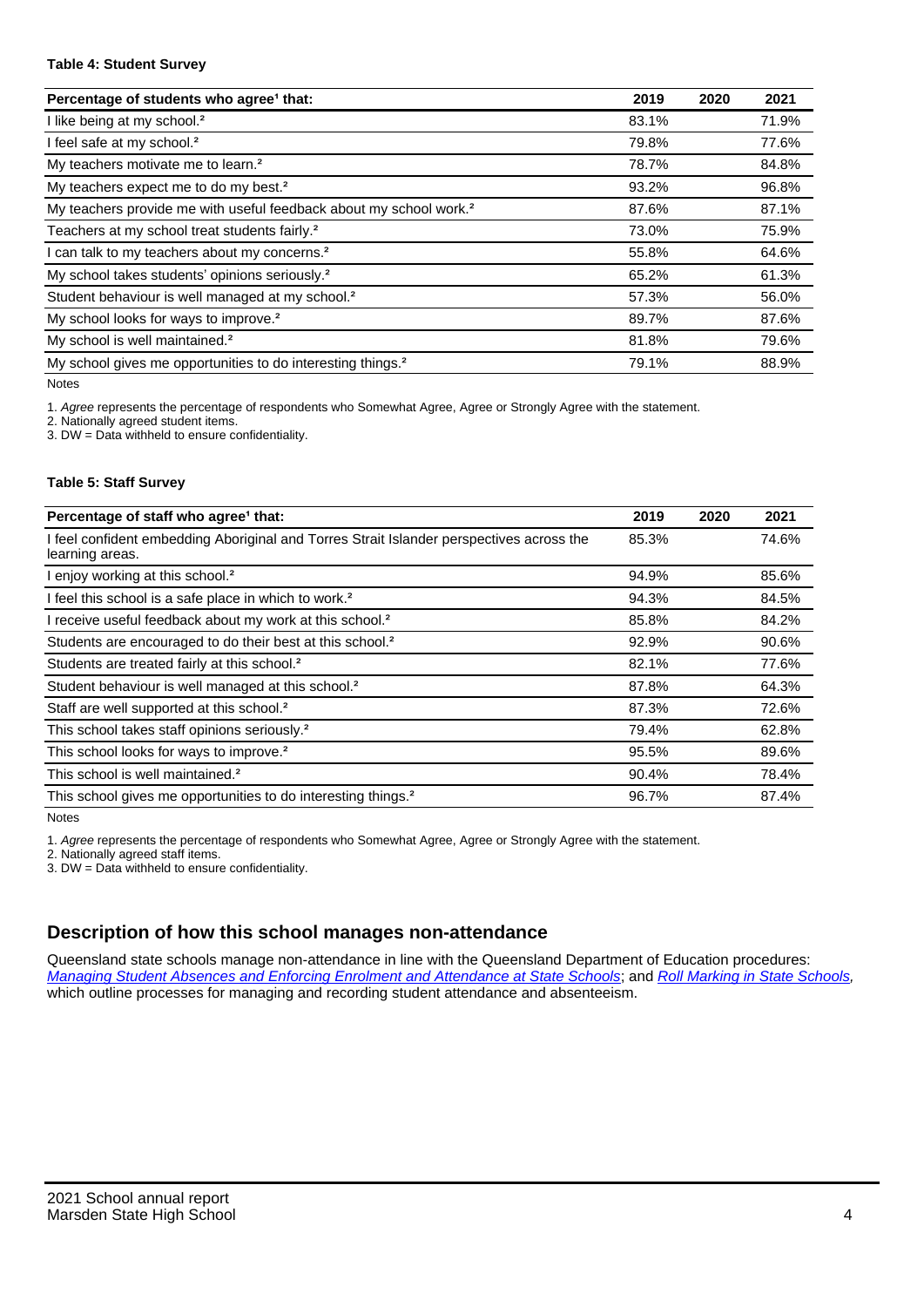**Table 4: Student Survey**

| Percentage of students who agree[1] that: | 2019 | 2020 | 2021 |
|---|---|---|---|
| I like being at my school.[2] | 83.1% | | 71.9% |
| I feel safe at my school.[2] | 79.8% | | 77.6% |
| My teachers motivate me to learn.[2] | 78.7% | | 84.8% |
| My teachers expect me to do my best.[2] | 93.2% | | 96.8% |
| My teachers provide me with useful feedback about my school work.[2] | 87.6% | | 87.1% |
| Teachers at my school treat students fairly.[2] | 73.0% | | 75.9% |
| I can talk to my teachers about my concerns.[2] | 55.8% | | 64.6% |
| My school takes students' opinions seriously.[2] | 65.2% | | 61.3% |
| Student behaviour is well managed at my school.[2] | 57.3% | | 56.0% |
| My school looks for ways to improve.[2] | 89.7% | | 87.6% |
| My school is well maintained.[2] | 81.8% | | 79.6% |
| My school gives me opportunities to do interesting things.[2] | 79.1% | | 88.9% |

Notes

1. *Agree* represents the percentage of respondents who Somewhat Agree, Agree or Strongly Agree with the statement.
2. Nationally agreed student items.
3. DW = Data withheld to ensure confidentiality.

**Table 5: Staff Survey**

| Percentage of staff who agree[1] that: | 2019 | 2020 | 2021 |
|---|---|---|---|
| I feel confident embedding Aboriginal and Torres Strait Islander perspectives across the learning areas. | 85.3% | | 74.6% |
| I enjoy working at this school.[2] | 94.9% | | 85.6% |
| I feel this school is a safe place in which to work.[2] | 94.3% | | 84.5% |
| I receive useful feedback about my work at this school.[2] | 85.8% | | 84.2% |
| Students are encouraged to do their best at this school.[2] | 92.9% | | 90.6% |
| Students are treated fairly at this school.[2] | 82.1% | | 77.6% |
| Student behaviour is well managed at this school.[2] | 87.8% | | 64.3% |
| Staff are well supported at this school.[2] | 87.3% | | 72.6% |
| This school takes staff opinions seriously.[2] | 79.4% | | 62.8% |
| This school looks for ways to improve.[2] | 95.5% | | 89.6% |
| This school is well maintained.[2] | 90.4% | | 78.4% |
| This school gives me opportunities to do interesting things.[2] | 96.7% | | 87.4% |

Notes

1. *Agree* represents the percentage of respondents who Somewhat Agree, Agree or Strongly Agree with the statement.
2. Nationally agreed staff items.
3. DW = Data withheld to ensure confidentiality.

## Description of how this school manages non-attendance

Queensland state schools manage non-attendance in line with the Queensland Department of Education procedures: *Managing Student Absences and Enforcing Enrolment and Attendance at State Schools*; and *Roll Marking in State Schools*, which outline processes for managing and recording student attendance and absenteeism.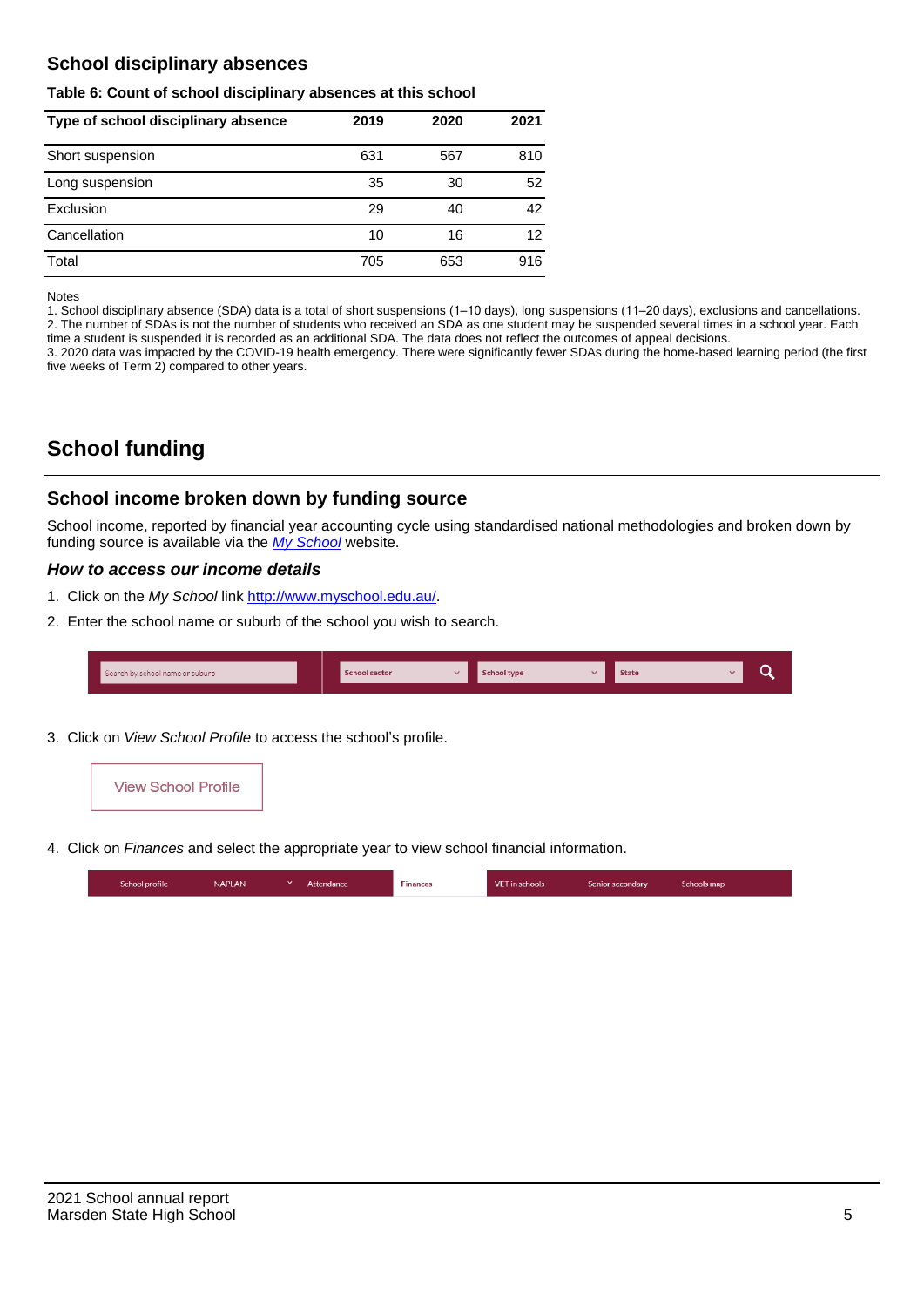## School disciplinary absences

**Table 6: Count of school disciplinary absences at this school**

| Type of school disciplinary absence | 2019 | 2020 | 2021 |
|---|---|---|---|
| Short suspension | 631 | 567 | 810 |
| Long suspension | 35 | 30 | 52 |
| Exclusion | 29 | 40 | 42 |
| Cancellation | 10 | 16 | 12 |
| Total | 705 | 653 | 916 |

Notes

1. School disciplinary absence (SDA) data is a total of short suspensions (1–10 days), long suspensions (11–20 days), exclusions and cancellations.
2. The number of SDAs is not the number of students who received an SDA as one student may be suspended several times in a school year. Each time a student is suspended it is recorded as an additional SDA. The data does not reflect the outcomes of appeal decisions.
3. 2020 data was impacted by the COVID-19 health emergency. There were significantly fewer SDAs during the home-based learning period (the first five weeks of Term 2) compared to other years.

# School funding

## School income broken down by funding source

School income, reported by financial year accounting cycle using standardised national methodologies and broken down by funding source is available via the *My School* website.

### *How to access our income details*

1. Click on the *My School* link http://www.myschool.edu.au/.
2. Enter the school name or suburb of the school you wish to search.

Search by school name or suburb | School sector | School type | State

3. Click on *View School Profile* to access the school's profile.

View School Profile

4. Click on *Finances* and select the appropriate year to view school financial information.

School profile | NAPLAN | Attendance | Finances | VET in schools | Senior secondary | Schools map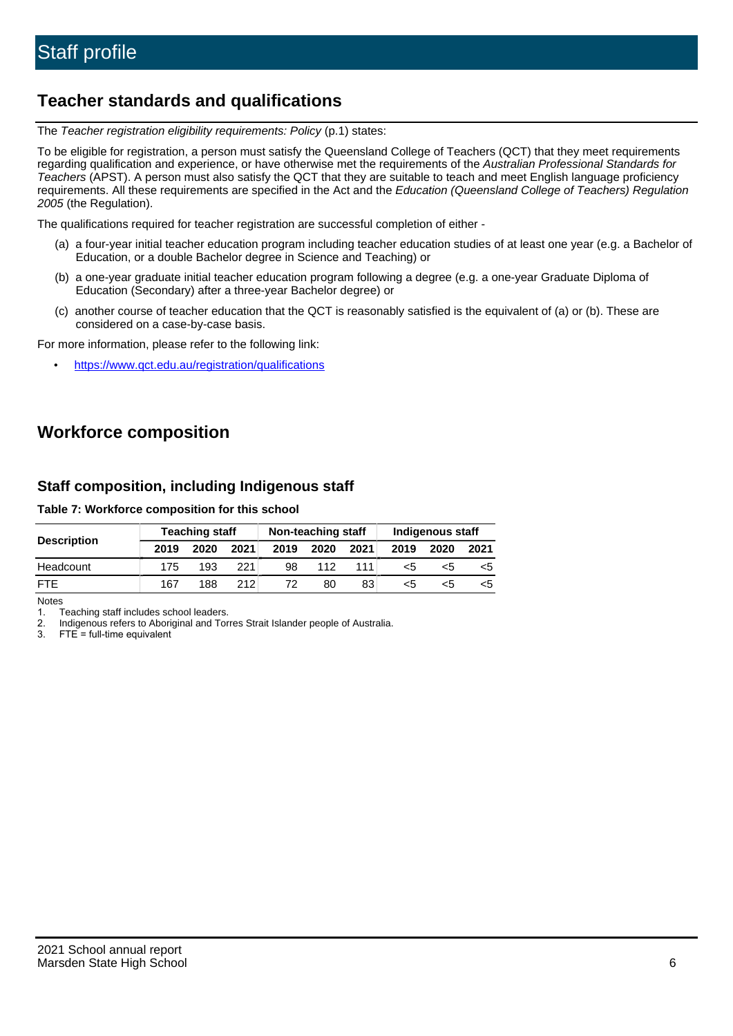# Staff profile

## Teacher standards and qualifications

The *Teacher registration eligibility requirements: Policy* (p.1) states:

To be eligible for registration, a person must satisfy the Queensland College of Teachers (QCT) that they meet requirements regarding qualification and experience, or have otherwise met the requirements of the *Australian Professional Standards for Teachers* (APST). A person must also satisfy the QCT that they are suitable to teach and meet English language proficiency requirements. All these requirements are specified in the Act and the *Education (Queensland College of Teachers) Regulation 2005* (the Regulation).

The qualifications required for teacher registration are successful completion of either -

(a) a four-year initial teacher education program including teacher education studies of at least one year (e.g. a Bachelor of Education, or a double Bachelor degree in Science and Teaching) or

(b) a one-year graduate initial teacher education program following a degree (e.g. a one-year Graduate Diploma of Education (Secondary) after a three-year Bachelor degree) or

(c) another course of teacher education that the QCT is reasonably satisfied is the equivalent of (a) or (b). These are considered on a case-by-case basis.

For more information, please refer to the following link:

- https://www.qct.edu.au/registration/qualifications

## Workforce composition

### Staff composition, including Indigenous staff

**Table 7: Workforce composition for this school**

| Description | Teaching staff | | | Non-teaching staff | | | Indigenous staff | | |
|---|---|---|---|---|---|---|---|---|---|
| | 2019 | 2020 | 2021 | 2019 | 2020 | 2021 | 2019 | 2020 | 2021 |
| Headcount | 175 | 193 | 221 | 98 | 112 | 111 | <5 | <5 | <5 |
| FTE | 167 | 188 | 212 | 72 | 80 | 83 | <5 | <5 | <5 |

Notes

1. Teaching staff includes school leaders.
2. Indigenous refers to Aboriginal and Torres Strait Islander people of Australia.
3. FTE = full-time equivalent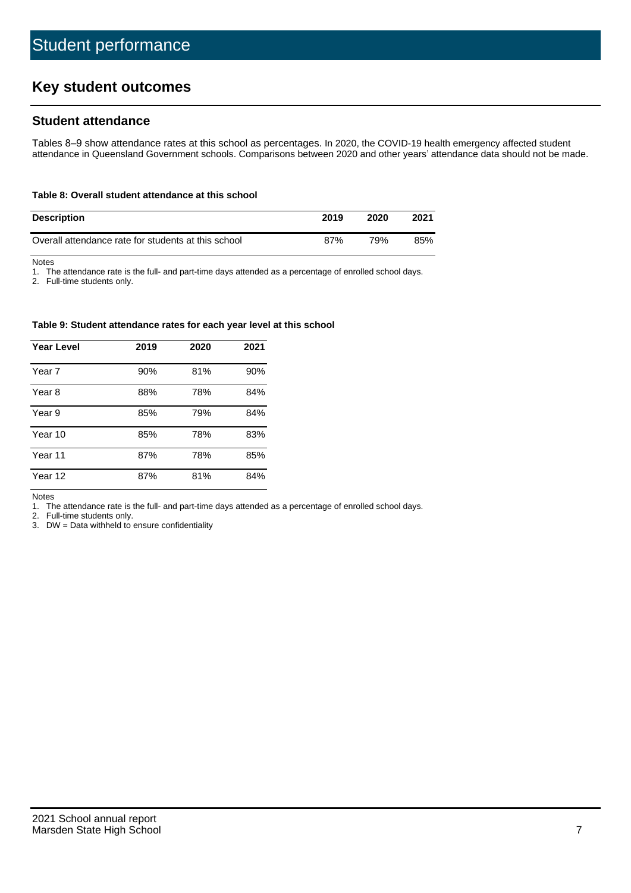# Student performance

## Key student outcomes

### Student attendance

Tables 8–9 show attendance rates at this school as percentages. In 2020, the COVID-19 health emergency affected student attendance in Queensland Government schools. Comparisons between 2020 and other years' attendance data should not be made.

**Table 8: Overall student attendance at this school**

| Description | 2019 | 2020 | 2021 |
|---|---|---|---|
| Overall attendance rate for students at this school | 87% | 79% | 85% |

Notes

1. The attendance rate is the full- and part-time days attended as a percentage of enrolled school days.
2. Full-time students only.

**Table 9: Student attendance rates for each year level at this school**

| Year Level | 2019 | 2020 | 2021 |
|---|---|---|---|
| Year 7 | 90% | 81% | 90% |
| Year 8 | 88% | 78% | 84% |
| Year 9 | 85% | 79% | 84% |
| Year 10 | 85% | 78% | 83% |
| Year 11 | 87% | 78% | 85% |
| Year 12 | 87% | 81% | 84% |

Notes

1. The attendance rate is the full- and part-time days attended as a percentage of enrolled school days.
2. Full-time students only.
3. DW = Data withheld to ensure confidentiality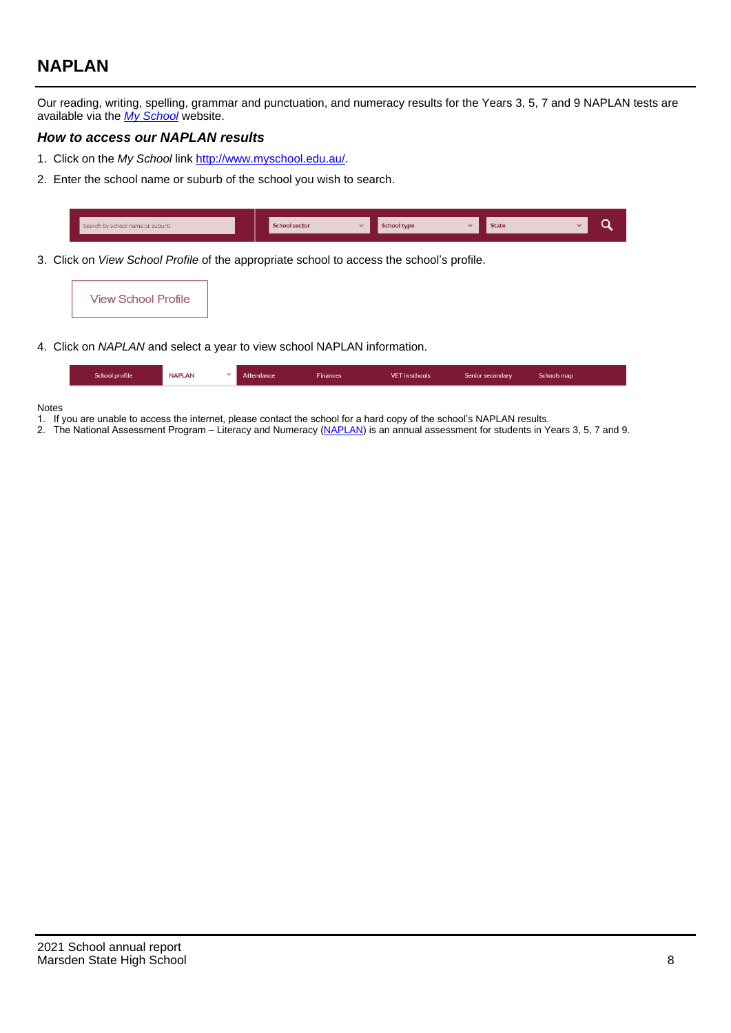## NAPLAN

Our reading, writing, spelling, grammar and punctuation, and numeracy results for the Years 3, 5, 7 and 9 NAPLAN tests are available via the *My School* website.

### *How to access our NAPLAN results*

1. Click on the *My School* link http://www.myschool.edu.au/.
2. Enter the school name or suburb of the school you wish to search.

Search by school name or suburb | School sector | School type | State

3. Click on *View School Profile* of the appropriate school to access the school's profile.

View School Profile

4. Click on *NAPLAN* and select a year to view school NAPLAN information.

School profile | NAPLAN | Attendance | Finances | VET in schools | Senior secondary | Schools map

Notes
1. If you are unable to access the internet, please contact the school for a hard copy of the school's NAPLAN results.
2. The National Assessment Program – Literacy and Numeracy (NAPLAN) is an annual assessment for students in Years 3, 5, 7 and 9.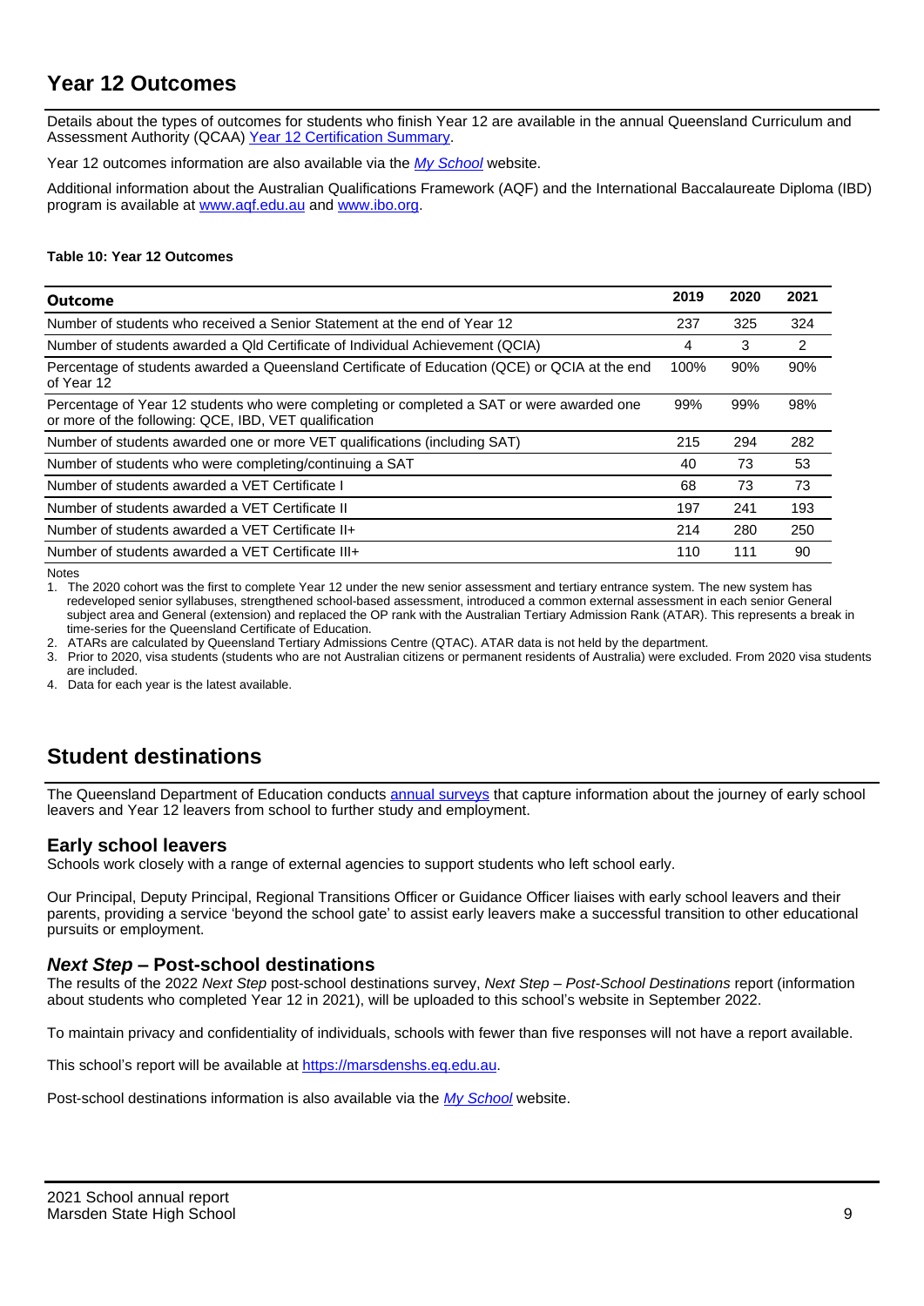## Year 12 Outcomes

Details about the types of outcomes for students who finish Year 12 are available in the annual Queensland Curriculum and Assessment Authority (QCAA) Year 12 Certification Summary.

Year 12 outcomes information are also available via the *My School* website.

Additional information about the Australian Qualifications Framework (AQF) and the International Baccalaureate Diploma (IBD) program is available at www.aqf.edu.au and www.ibo.org.

**Table 10: Year 12 Outcomes**

| Outcome | 2019 | 2020 | 2021 |
|---|---|---|---|
| Number of students who received a Senior Statement at the end of Year 12 | 237 | 325 | 324 |
| Number of students awarded a Qld Certificate of Individual Achievement (QCIA) | 4 | 3 | 2 |
| Percentage of students awarded a Queensland Certificate of Education (QCE) or QCIA at the end of Year 12 | 100% | 90% | 90% |
| Percentage of Year 12 students who were completing or completed a SAT or were awarded one or more of the following: QCE, IBD, VET qualification | 99% | 99% | 98% |
| Number of students awarded one or more VET qualifications (including SAT) | 215 | 294 | 282 |
| Number of students who were completing/continuing a SAT | 40 | 73 | 53 |
| Number of students awarded a VET Certificate I | 68 | 73 | 73 |
| Number of students awarded a VET Certificate II | 197 | 241 | 193 |
| Number of students awarded a VET Certificate II+ | 214 | 280 | 250 |
| Number of students awarded a VET Certificate III+ | 110 | 111 | 90 |

Notes

1. The 2020 cohort was the first to complete Year 12 under the new senior assessment and tertiary entrance system. The new system has redeveloped senior syllabuses, strengthened school-based assessment, introduced a common external assessment in each senior General subject area and General (extension) and replaced the OP rank with the Australian Tertiary Admission Rank (ATAR). This represents a break in time-series for the Queensland Certificate of Education.
2. ATARs are calculated by Queensland Tertiary Admissions Centre (QTAC). ATAR data is not held by the department.
3. Prior to 2020, visa students (students who are not Australian citizens or permanent residents of Australia) were excluded. From 2020 visa students are included.
4. Data for each year is the latest available.

## Student destinations

The Queensland Department of Education conducts annual surveys that capture information about the journey of early school leavers and Year 12 leavers from school to further study and employment.

### Early school leavers

Schools work closely with a range of external agencies to support students who left school early.

Our Principal, Deputy Principal, Regional Transitions Officer or Guidance Officer liaises with early school leavers and their parents, providing a service 'beyond the school gate' to assist early leavers make a successful transition to other educational pursuits or employment.

### *Next Step* – Post-school destinations

The results of the 2022 *Next Step* post-school destinations survey, *Next Step – Post-School Destinations* report (information about students who completed Year 12 in 2021), will be uploaded to this school's website in September 2022.

To maintain privacy and confidentiality of individuals, schools with fewer than five responses will not have a report available.

This school's report will be available at https://marsdenshs.eq.edu.au.

Post-school destinations information is also available via the *My School* website.